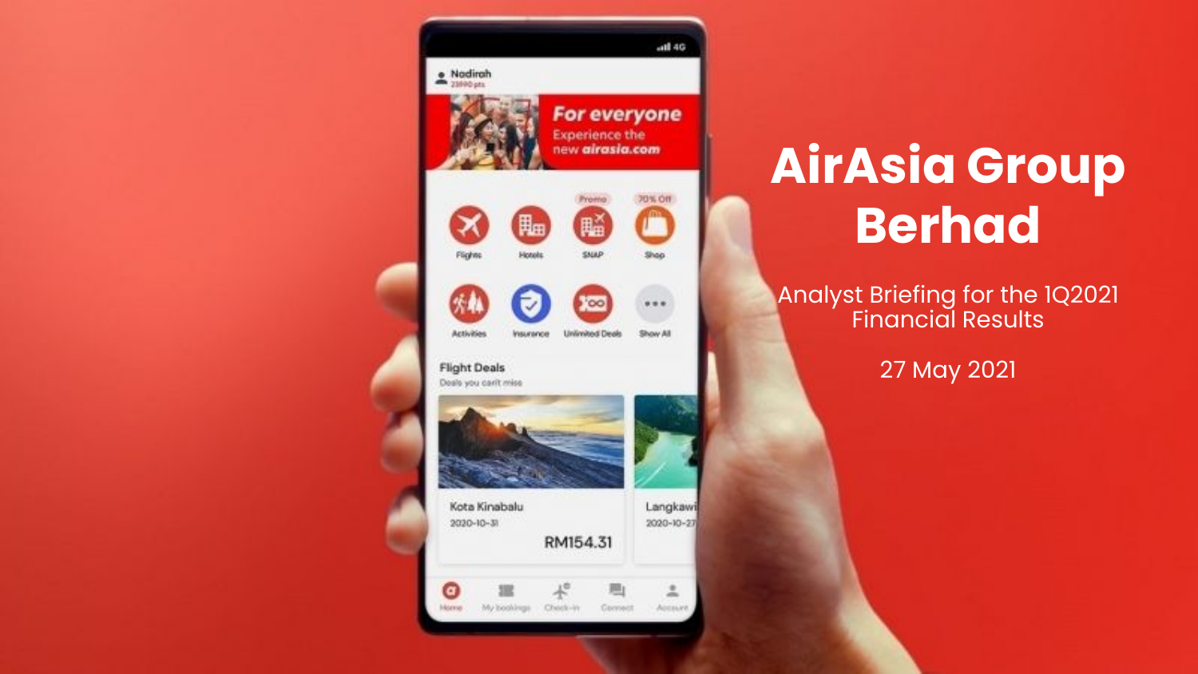# AirAsia Group Berhad

Analyst Briefing for the 1Q2021 Financial Results

27 May 2021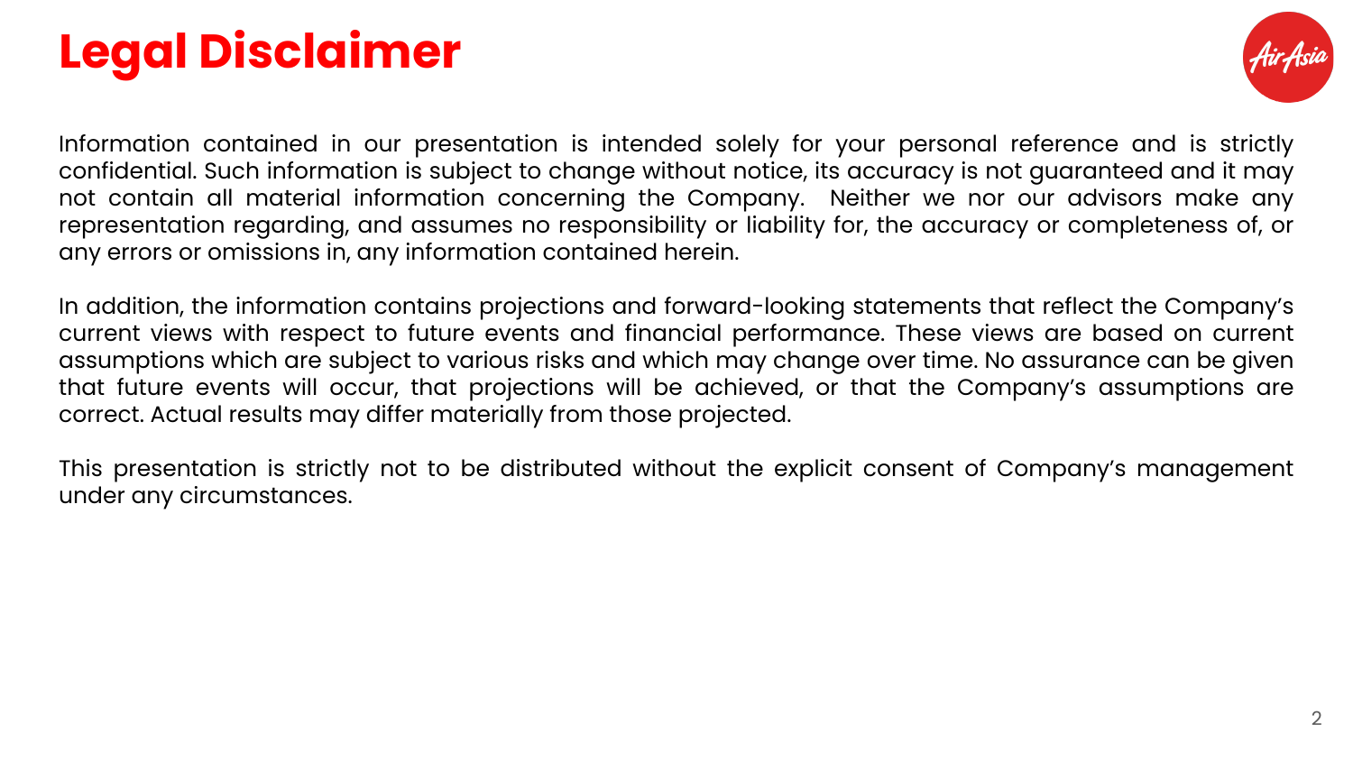# Legal Disclaimer

Information contained in our presentation is intended solely for your personal reference and is strictly confidential. Such information is subject to change without notice, its accuracy is not guaranteed and it may not contain all material information concerning the Company.  Neither we nor our advisors make any representation regarding, and assumes no responsibility or liability for, the accuracy or completeness of, or any errors or omissions in, any information contained herein.

In addition, the information contains projections and forward-looking statements that reflect the Company's current views with respect to future events and financial performance. These views are based on current assumptions which are subject to various risks and which may change over time. No assurance can be given that future events will occur, that projections will be achieved, or that the Company's assumptions are correct. Actual results may differ materially from those projected.

This presentation is strictly not to be distributed without the explicit consent of Company's management under any circumstances.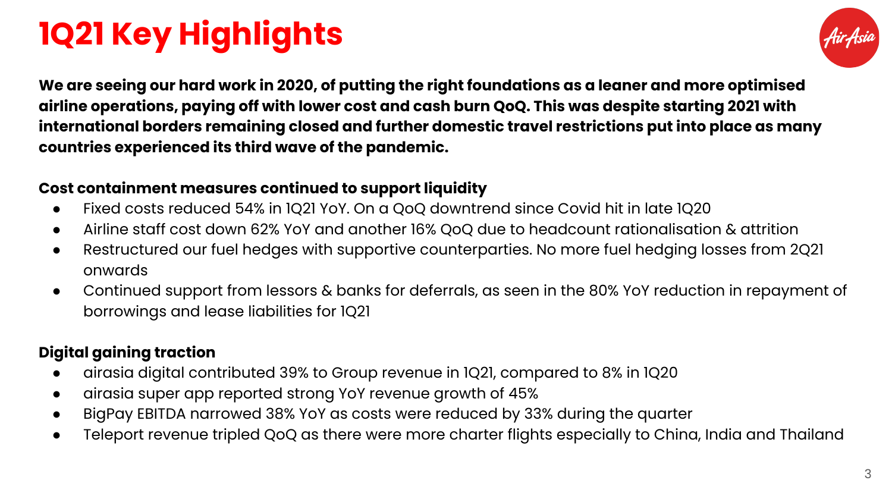# 1Q21 Key Highlights

**We are seeing our hard work in 2020, of putting the right foundations as a leaner and more optimised airline operations, paying off with lower cost and cash burn QoQ. This was despite starting 2021 with international borders remaining closed and further domestic travel restrictions put into place as many countries experienced its third wave of the pandemic.**

**Cost containment measures continued to support liquidity**

- Fixed costs reduced 54% in 1Q21 YoY. On a QoQ downtrend since Covid hit in late 1Q20
- Airline staff cost down 62% YoY and another 16% QoQ due to headcount rationalisation & attrition
- Restructured our fuel hedges with supportive counterparties. No more fuel hedging losses from 2Q21 onwards
- Continued support from lessors & banks for deferrals, as seen in the 80% YoY reduction in repayment of borrowings and lease liabilities for 1Q21

**Digital gaining traction**

- airasia digital contributed 39% to Group revenue in 1Q21, compared to 8% in 1Q20
- airasia super app reported strong YoY revenue growth of 45%
- BigPay EBITDA narrowed 38% YoY as costs were reduced by 33% during the quarter
- Teleport revenue tripled QoQ as there were more charter flights especially to China, India and Thailand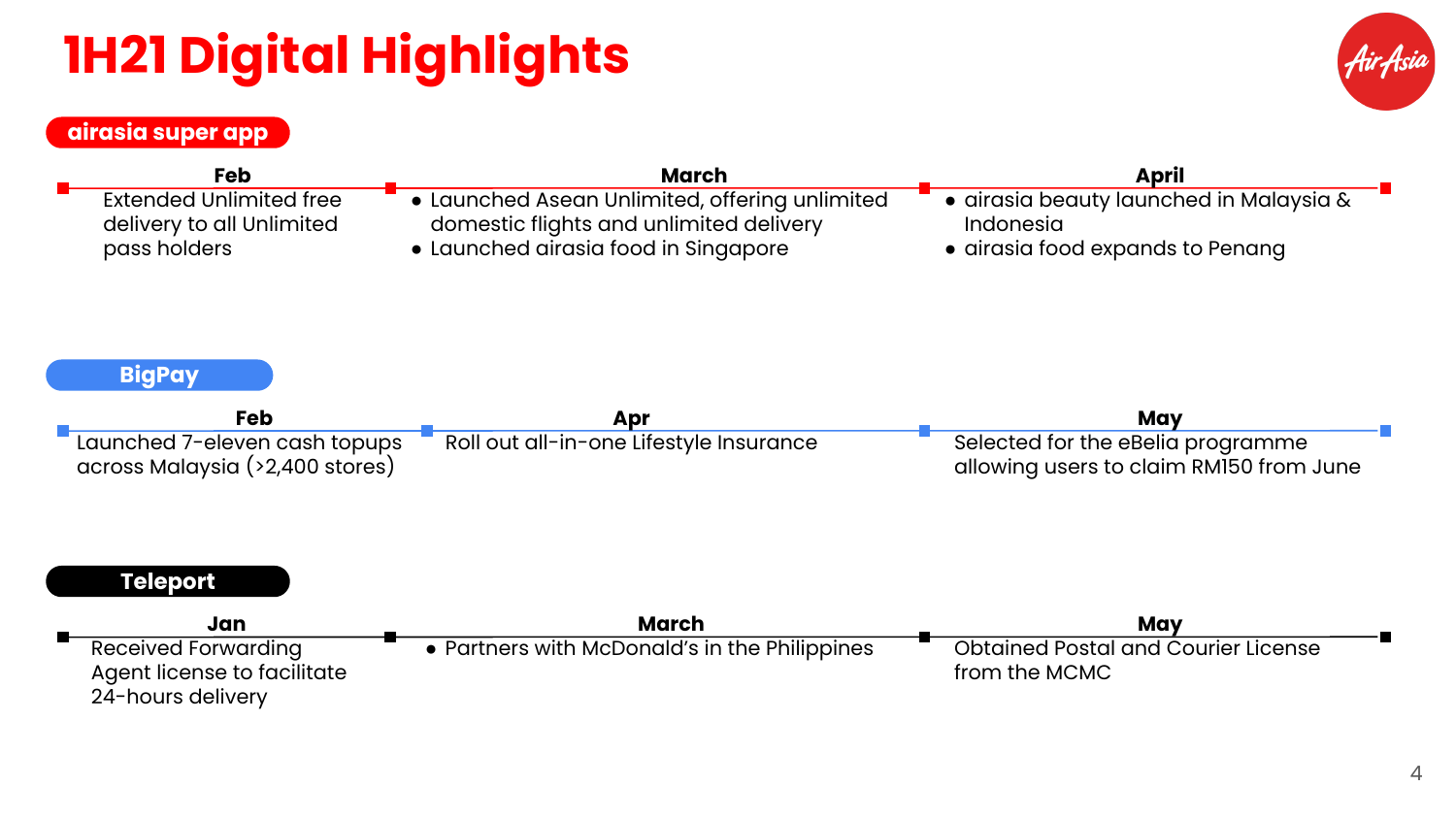# 1H21 Digital Highlights

## airasia super app

**Feb**

Extended Unlimited free delivery to all Unlimited pass holders

**March**

- Launched Asean Unlimited, offering unlimited domestic flights and unlimited delivery
- Launched airasia food in Singapore

**April**

- airasia beauty launched in Malaysia & Indonesia
- airasia food expands to Penang

## BigPay

**Feb**

Launched 7-eleven cash topups across Malaysia (>2,400 stores)

**Apr**

Roll out all-in-one Lifestyle Insurance

**May**

Selected for the eBelia programme allowing users to claim RM150 from June

## Teleport

**Jan**

Received Forwarding Agent license to facilitate 24-hours delivery

**March**

- Partners with McDonald's in the Philippines

**May**

Obtained Postal and Courier License from the MCMC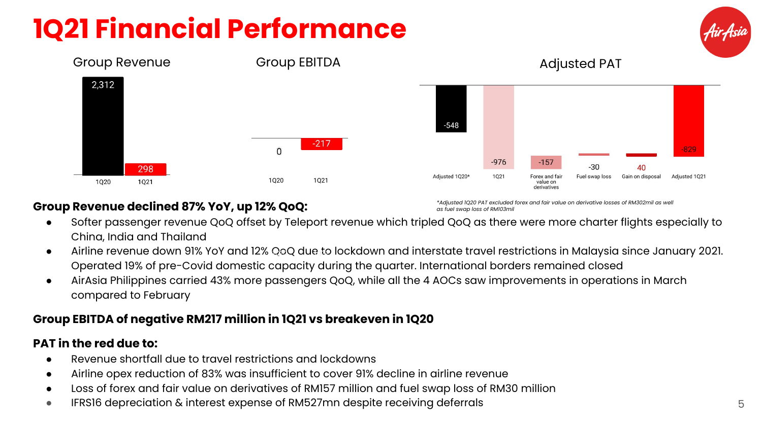# 1Q21 Financial Performance

**Group Revenue**

| | 1Q20 | 1Q21 |
|---|---|---|
| Group Revenue | 2,312 | 298 |

**Group EBITDA**

| | 1Q20 | 1Q21 |
|---|---|---|
| Group EBITDA | 0 | -217 |

**Adjusted PAT**

| Adjusted 1Q20* | 1Q21 | Forex and fair value on derivatives | Fuel swap loss | Gain on disposal | Adjusted 1Q21 |
|---|---|---|---|---|---|
| -548 | -976 | -157 | -30 | 40 | -829 |

*\*Adjusted 1Q20 PAT excluded forex and fair value on derivative losses of RM302mil as well as fuel swap loss of RM103mil*

**Group Revenue declined 87% YoY, up 12% QoQ:**

- Softer passenger revenue QoQ offset by Teleport revenue which tripled QoQ as there were more charter flights especially to China, India and Thailand
- Airline revenue down 91% YoY and 12% QoQ due to lockdown and interstate travel restrictions in Malaysia since January 2021. Operated 19% of pre-Covid domestic capacity during the quarter. International borders remained closed
- AirAsia Philippines carried 43% more passengers QoQ, while all the 4 AOCs saw improvements in operations in March compared to February

**Group EBITDA of negative RM217 million in 1Q21 vs breakeven in 1Q20**

**PAT in the red due to:**

- Revenue shortfall due to travel restrictions and lockdowns
- Airline opex reduction of 83% was insufficient to cover 91% decline in airline revenue
- Loss of forex and fair value on derivatives of RM157 million and fuel swap loss of RM30 million
- IFRS16 depreciation & interest expense of RM527mn despite receiving deferrals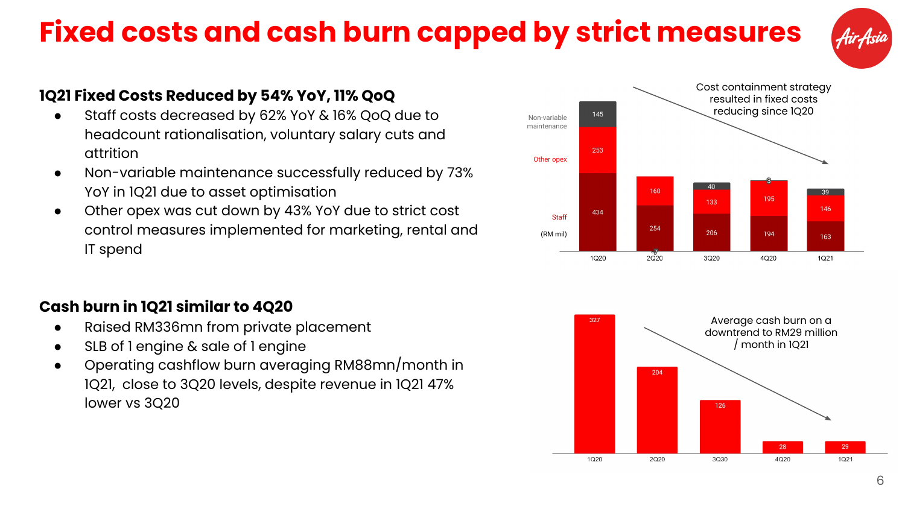# Fixed costs and cash burn capped by strict measures

## 1Q21 Fixed Costs Reduced by 54% YoY, 11% QoQ

- Staff costs decreased by 62% YoY & 16% QoQ due to headcount rationalisation, voluntary salary cuts and attrition
- Non-variable maintenance successfully reduced by 73% YoY in 1Q21 due to asset optimisation
- Other opex was cut down by 43% YoY due to strict cost control measures implemented for marketing, rental and IT spend

Cost containment strategy resulted in fixed costs reducing since 1Q20

| (RM mil) | 1Q20 | 2Q20 | 3Q20 | 4Q20 | 1Q21 |
|---|---|---|---|---|---|
| Non-variable maintenance | 145 | 5 | 40 | 8 | 39 |
| Other opex | 253 | 160 | 133 | 195 | 146 |
| Staff | 434 | 254 | 206 | 194 | 163 |

## Cash burn in 1Q21 similar to 4Q20

- Raised RM336mn from private placement
- SLB of 1 engine & sale of 1 engine
- Operating cashflow burn averaging RM88mn/month in 1Q21, close to 3Q20 levels, despite revenue in 1Q21 47% lower vs 3Q20

Average cash burn on a downtrend to RM29 million / month in 1Q21

| 1Q20 | 2Q20 | 3Q30 | 4Q20 | 1Q21 |
|---|---|---|---|---|
| 327 | 204 | 126 | 28 | 29 |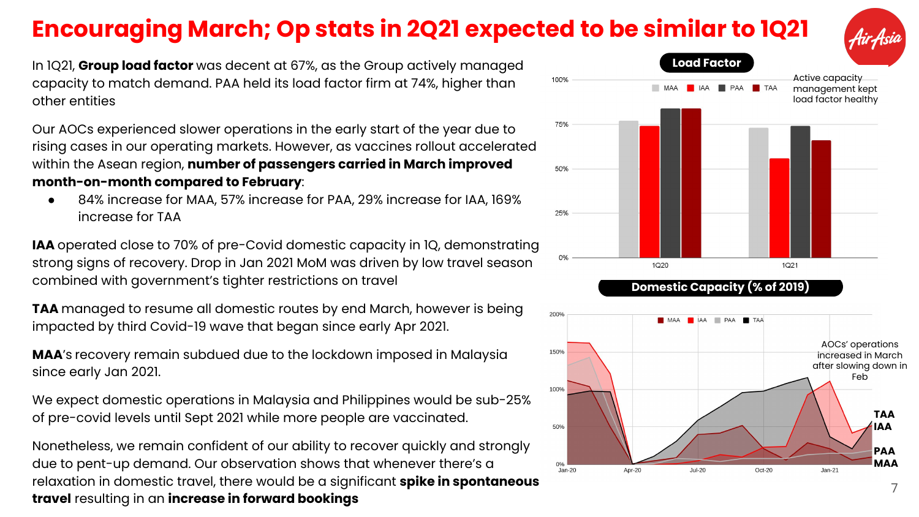# Encouraging March; Op stats in 2Q21 expected to be similar to 1Q21

In 1Q21, **Group load factor** was decent at 67%, as the Group actively managed capacity to match demand. PAA held its load factor firm at 74%, higher than other entities

Our AOCs experienced slower operations in the early start of the year due to rising cases in our operating markets. However, as vaccines rollout accelerated within the Asean region, **number of passengers carried in March improved month-on-month compared to February**:

- 84% increase for MAA, 57% increase for PAA, 29% increase for IAA, 169% increase for TAA

**IAA** operated close to 70% of pre-Covid domestic capacity in 1Q, demonstrating strong signs of recovery. Drop in Jan 2021 MoM was driven by low travel season combined with government's tighter restrictions on travel

**TAA** managed to resume all domestic routes by end March, however is being impacted by third Covid-19 wave that began since early Apr 2021.

**MAA**'s recovery remain subdued due to the lockdown imposed in Malaysia since early Jan 2021.

We expect domestic operations in Malaysia and Philippines would be sub-25% of pre-covid levels until Sept 2021 while more people are vaccinated.

Nonetheless, we remain confident of our ability to recover quickly and strongly due to pent-up demand. Our observation shows that whenever there's a relaxation in domestic travel, there would be a significant **spike in spontaneous travel** resulting in an **increase in forward bookings**

**Load Factor**

Active capacity management kept load factor healthy

**Domestic Capacity (% of 2019)**

AOCs' operations increased in March after slowing down in Feb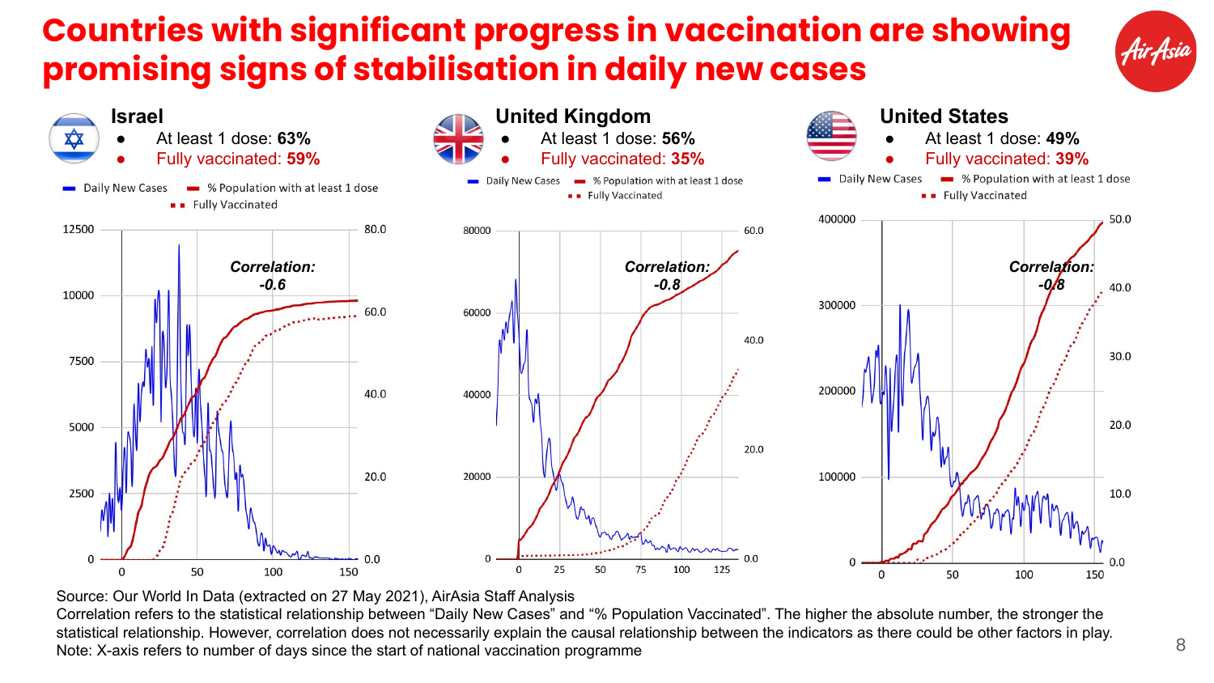# Countries with significant progress in vaccination are showing promising signs of stabilisation in daily new cases

## Israel

- At least 1 dose: **63%**
- **Fully vaccinated: 59%**

Legend: Daily New Cases; % Population with at least 1 dose; Fully Vaccinated

***Correlation: -0.6***

## United Kingdom

- At least 1 dose: **56%**
- **Fully vaccinated: 35%**

Legend: Daily New Cases; % Population with at least 1 dose; Fully Vaccinated

***Correlation: -0.8***

## United States

- At least 1 dose: **49%**
- **Fully vaccinated: 39%**

Legend: Daily New Cases; % Population with at least 1 dose; Fully Vaccinated

***Correlation: -0.8***

Source: Our World In Data (extracted on 27 May 2021), AirAsia Staff Analysis

Correlation refers to the statistical relationship between "Daily New Cases" and "% Population Vaccinated". The higher the absolute number, the stronger the statistical relationship. However, correlation does not necessarily explain the causal relationship between the indicators as there could be other factors in play.

Note: X-axis refers to number of days since the start of national vaccination programme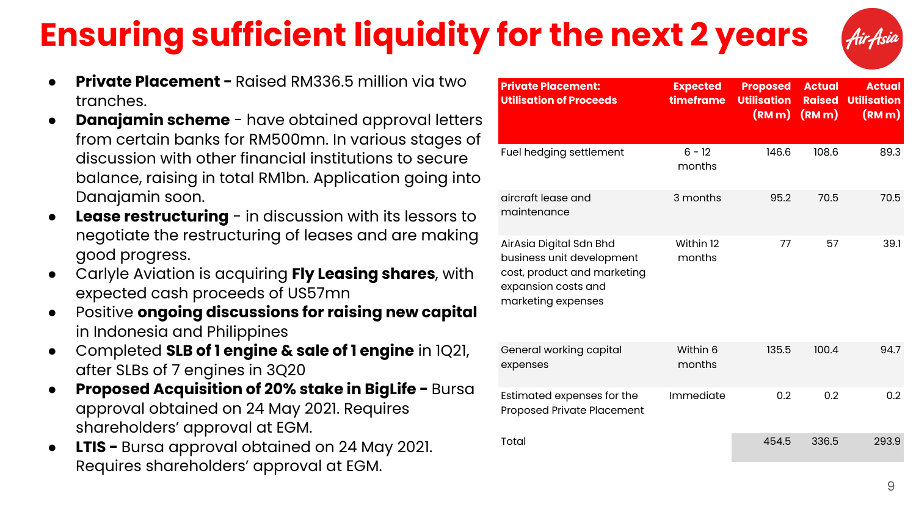# Ensuring sufficient liquidity for the next 2 years

- **Private Placement -** Raised RM336.5 million via two tranches.
- **Danajamin scheme** - have obtained approval letters from certain banks for RM500mn. In various stages of discussion with other financial institutions to secure balance, raising in total RM1bn. Application going into Danajamin soon.
- **Lease restructuring** - in discussion with its lessors to negotiate the restructuring of leases and are making good progress.
- Carlyle Aviation is acquiring **Fly Leasing shares**, with expected cash proceeds of US57mn
- Positive **ongoing discussions for raising new capital** in Indonesia and Philippines
- Completed **SLB of 1 engine & sale of 1 engine** in 1Q21, after SLBs of 7 engines in 3Q20
- **Proposed Acquisition of 20% stake in BigLife -** Bursa approval obtained on 24 May 2021. Requires shareholders' approval at EGM.
- **LTIS -** Bursa approval obtained on 24 May 2021. Requires shareholders' approval at EGM.

| Private Placement: Utilisation of Proceeds | Expected timeframe | Proposed Utilisation (RM m) | Actual Raised (RM m) | Actual Utilisation (RM m) |
|---|---|---|---|---|
| Fuel hedging settlement | 6 - 12 months | 146.6 | 108.6 | 89.3 |
| aircraft lease and maintenance | 3 months | 95.2 | 70.5 | 70.5 |
| AirAsia Digital Sdn Bhd business unit development cost, product and marketing expansion costs and marketing expenses | Within 12 months | 77 | 57 | 39.1 |
| General working capital expenses | Within 6 months | 135.5 | 100.4 | 94.7 |
| Estimated expenses for the Proposed Private Placement | Immediate | 0.2 | 0.2 | 0.2 |
| Total | | 454.5 | 336.5 | 293.9 |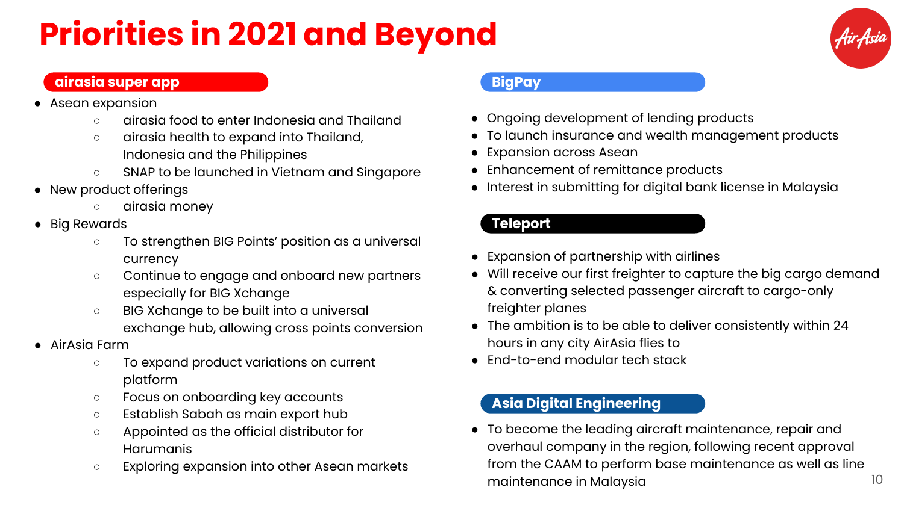# Priorities in 2021 and Beyond

## airasia super app

- Asean expansion
  - airasia food to enter Indonesia and Thailand
  - airasia health to expand into Thailand, Indonesia and the Philippines
  - SNAP to be launched in Vietnam and Singapore
- New product offerings
  - airasia money
- Big Rewards
  - To strengthen BIG Points' position as a universal currency
  - Continue to engage and onboard new partners especially for BIG Xchange
  - BIG Xchange to be built into a universal exchange hub, allowing cross points conversion
- AirAsia Farm
  - To expand product variations on current platform
  - Focus on onboarding key accounts
  - Establish Sabah as main export hub
  - Appointed as the official distributor for Harumanis
  - Exploring expansion into other Asean markets

## BigPay

- Ongoing development of lending products
- To launch insurance and wealth management products
- Expansion across Asean
- Enhancement of remittance products
- Interest in submitting for digital bank license in Malaysia

## Teleport

- Expansion of partnership with airlines
- Will receive our first freighter to capture the big cargo demand & converting selected passenger aircraft to cargo-only freighter planes
- The ambition is to be able to deliver consistently within 24 hours in any city AirAsia flies to
- End-to-end modular tech stack

## Asia Digital Engineering

- To become the leading aircraft maintenance, repair and overhaul company in the region, following recent approval from the CAAM to perform base maintenance as well as line maintenance in Malaysia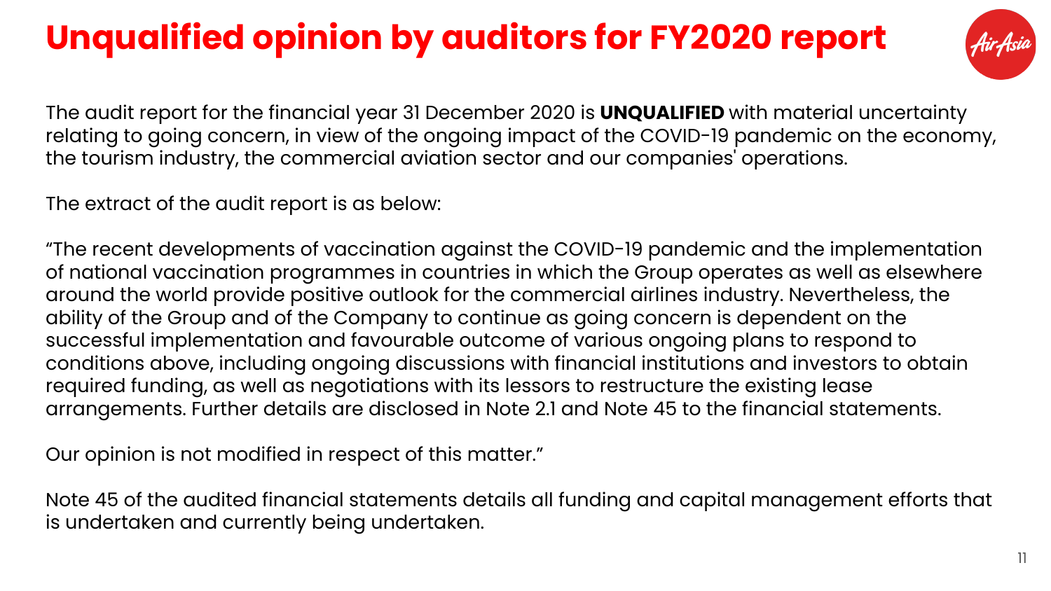# Unqualified opinion by auditors for FY2020 report

The audit report for the financial year 31 December 2020 is **UNQUALIFIED** with material uncertainty relating to going concern, in view of the ongoing impact of the COVID-19 pandemic on the economy, the tourism industry, the commercial aviation sector and our companies' operations.

The extract of the audit report is as below:

"The recent developments of vaccination against the COVID-19 pandemic and the implementation of national vaccination programmes in countries in which the Group operates as well as elsewhere around the world provide positive outlook for the commercial airlines industry. Nevertheless, the ability of the Group and of the Company to continue as going concern is dependent on the successful implementation and favourable outcome of various ongoing plans to respond to conditions above, including ongoing discussions with financial institutions and investors to obtain required funding, as well as negotiations with its lessors to restructure the existing lease arrangements. Further details are disclosed in Note 2.1 and Note 45 to the financial statements.

Our opinion is not modified in respect of this matter."

Note 45 of the audited financial statements details all funding and capital management efforts that is undertaken and currently being undertaken.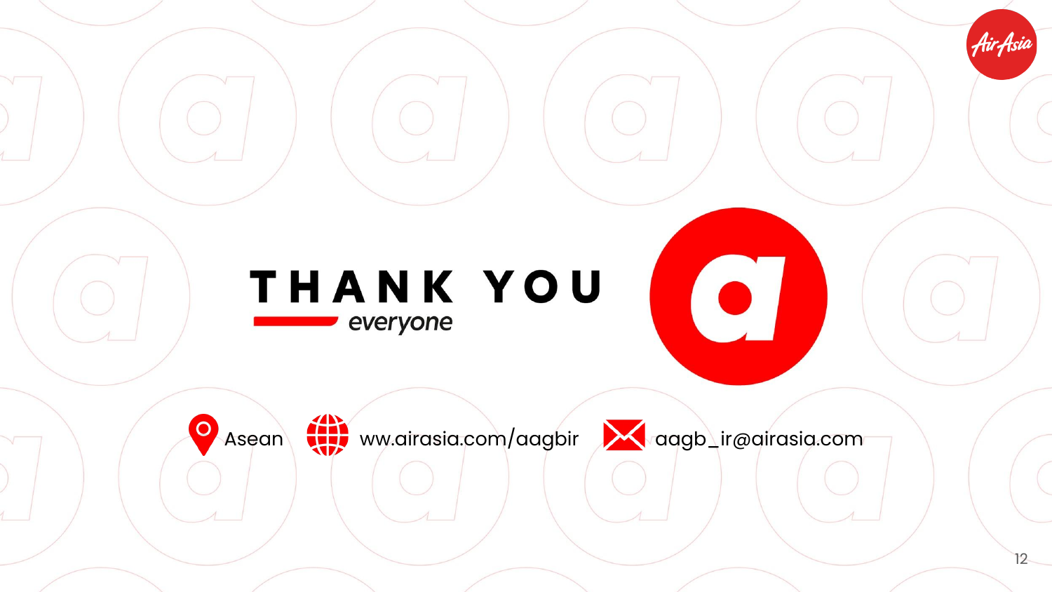# THANK YOU

*everyone*

Asean

ww.airasia.com/aagbir

aagb_ir@airasia.com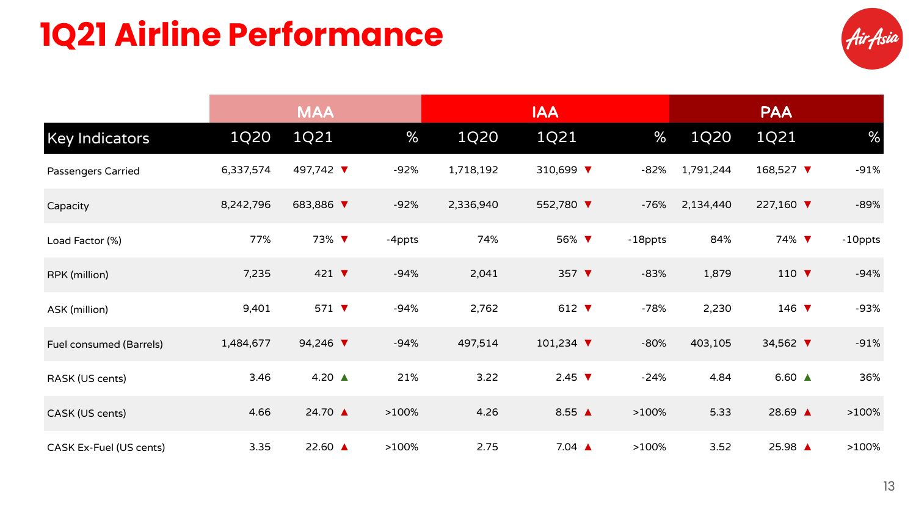# 1Q21 Airline Performance

| | MAA | | | IAA | | | PAA | | |
|---|---|---|---|---|---|---|---|---|---|
| Key Indicators | 1Q20 | 1Q21 | % | 1Q20 | 1Q21 | % | 1Q20 | 1Q21 | % |
| Passengers Carried | 6,337,574 | 497,742 ▼ | -92% | 1,718,192 | 310,699 ▼ | -82% | 1,791,244 | 168,527 ▼ | -91% |
| Capacity | 8,242,796 | 683,886 ▼ | -92% | 2,336,940 | 552,780 ▼ | -76% | 2,134,440 | 227,160 ▼ | -89% |
| Load Factor (%) | 77% | 73% ▼ | -4ppts | 74% | 56% ▼ | -18ppts | 84% | 74% ▼ | -10ppts |
| RPK (million) | 7,235 | 421 ▼ | -94% | 2,041 | 357 ▼ | -83% | 1,879 | 110 ▼ | -94% |
| ASK (million) | 9,401 | 571 ▼ | -94% | 2,762 | 612 ▼ | -78% | 2,230 | 146 ▼ | -93% |
| Fuel consumed (Barrels) | 1,484,677 | 94,246 ▼ | -94% | 497,514 | 101,234 ▼ | -80% | 403,105 | 34,562 ▼ | -91% |
| RASK (US cents) | 3.46 | 4.20 ▲ | 21% | 3.22 | 2.45 ▼ | -24% | 4.84 | 6.60 ▲ | 36% |
| CASK (US cents) | 4.66 | 24.70 ▲ | >100% | 4.26 | 8.55 ▲ | >100% | 5.33 | 28.69 ▲ | >100% |
| CASK Ex-Fuel (US cents) | 3.35 | 22.60 ▲ | >100% | 2.75 | 7.04 ▲ | >100% | 3.52 | 25.98 ▲ | >100% |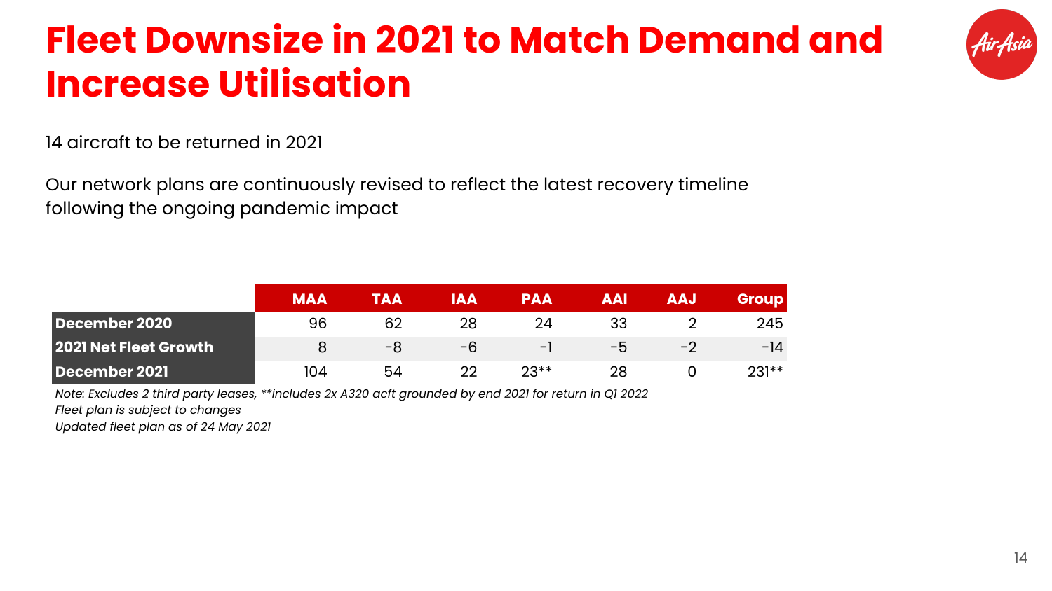# Fleet Downsize in 2021 to Match Demand and Increase Utilisation

14 aircraft to be returned in 2021

Our network plans are continuously revised to reflect the latest recovery timeline following the ongoing pandemic impact

| | MAA | TAA | IAA | PAA | AAI | AAJ | Group |
|---|---|---|---|---|---|---|---|
| **December 2020** | 96 | 62 | 28 | 24 | 33 | 2 | 245 |
| **2021 Net Fleet Growth** | 8 | -8 | -6 | -1 | -5 | -2 | -14 |
| **December 2021** | 104 | 54 | 22 | 23** | 28 | 0 | 231** |

*Note: Excludes 2 third party leases, **includes 2x A320 acft grounded by end 2021 for return in Q1 2022*

*Fleet plan is subject to changes*

*Updated fleet plan as of 24 May 2021*